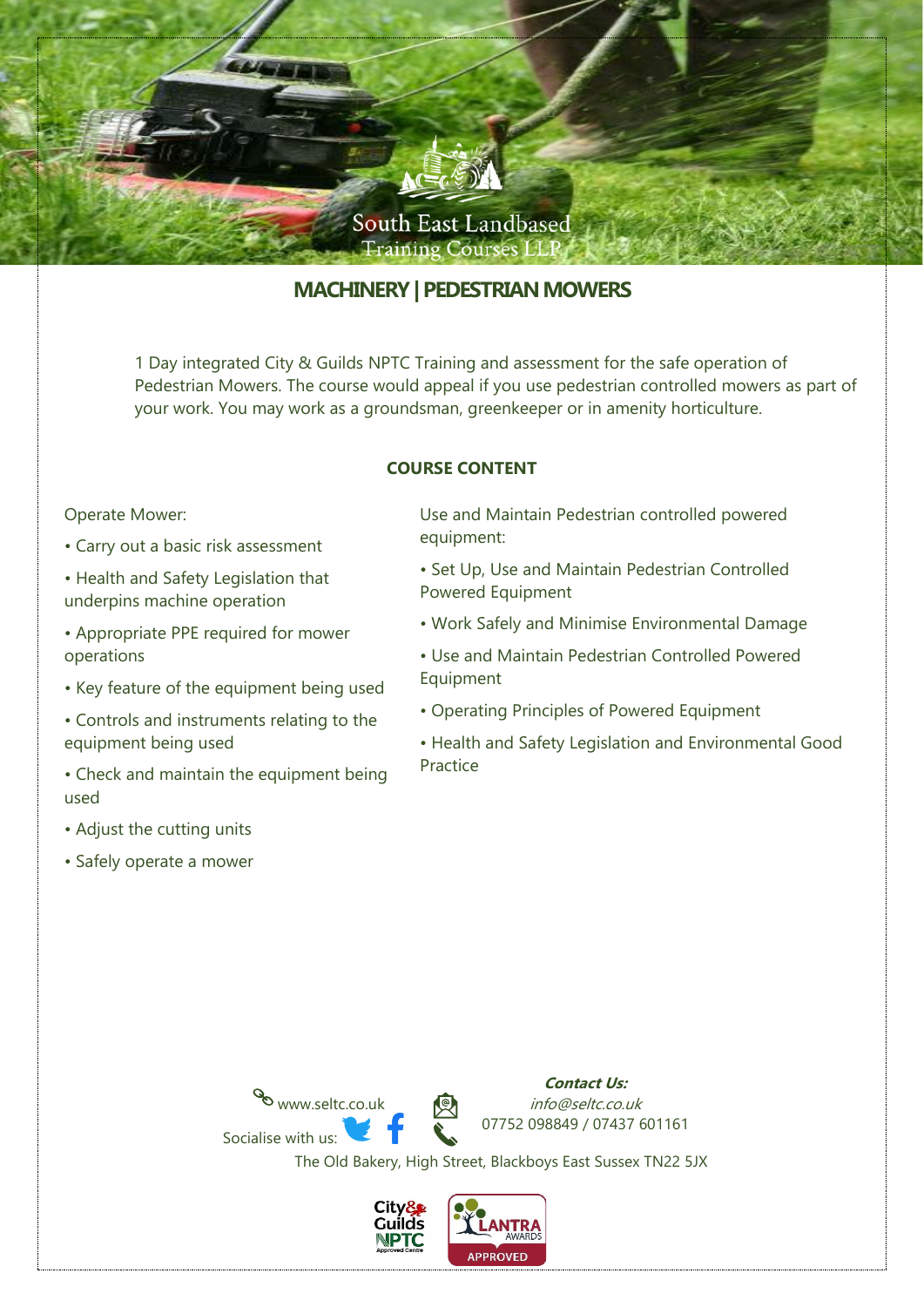South East Landbased Training Courses LLP

# MACHINERY | PEDESTRIAN MOWERS

1 Day integrated City & Guilds NPTC Training and assessment for the safe operation of Pedestrian Mowers. The course would appeal if you use pedestrian controlled mowers as part of your work. You may work as a groundsman, greenkeeper or in amenity horticulture.

## COURSE CONTENT

Operate Mower:

- Carry out a basic risk assessment
- Health and Safety Legislation that underpins machine operation
- Appropriate PPE required for mower operations
- Key feature of the equipment being used
- Controls and instruments relating to the equipment being used
- Check and maintain the equipment being used
- Adjust the cutting units
- Safely operate a mower

Use and Maintain Pedestrian controlled powered equipment:

- Set Up, Use and Maintain Pedestrian Controlled Powered Equipment
- Work Safely and Minimise Environmental Damage
- Use and Maintain Pedestrian Controlled Powered Equipment
- Operating Principles of Powered Equipment
- Health and Safety Legislation and Environmental Good Practice

www.seltc.co.uk

Socialise with us:

***Contact Us:***
*info@seltc.co.uk*
07752 098849 / 07437 601161

The Old Bakery, High Street, Blackboys East Sussex TN22 5JX

City & Guilds NPTC Approved Centre | LANTRA AWARDS APPROVED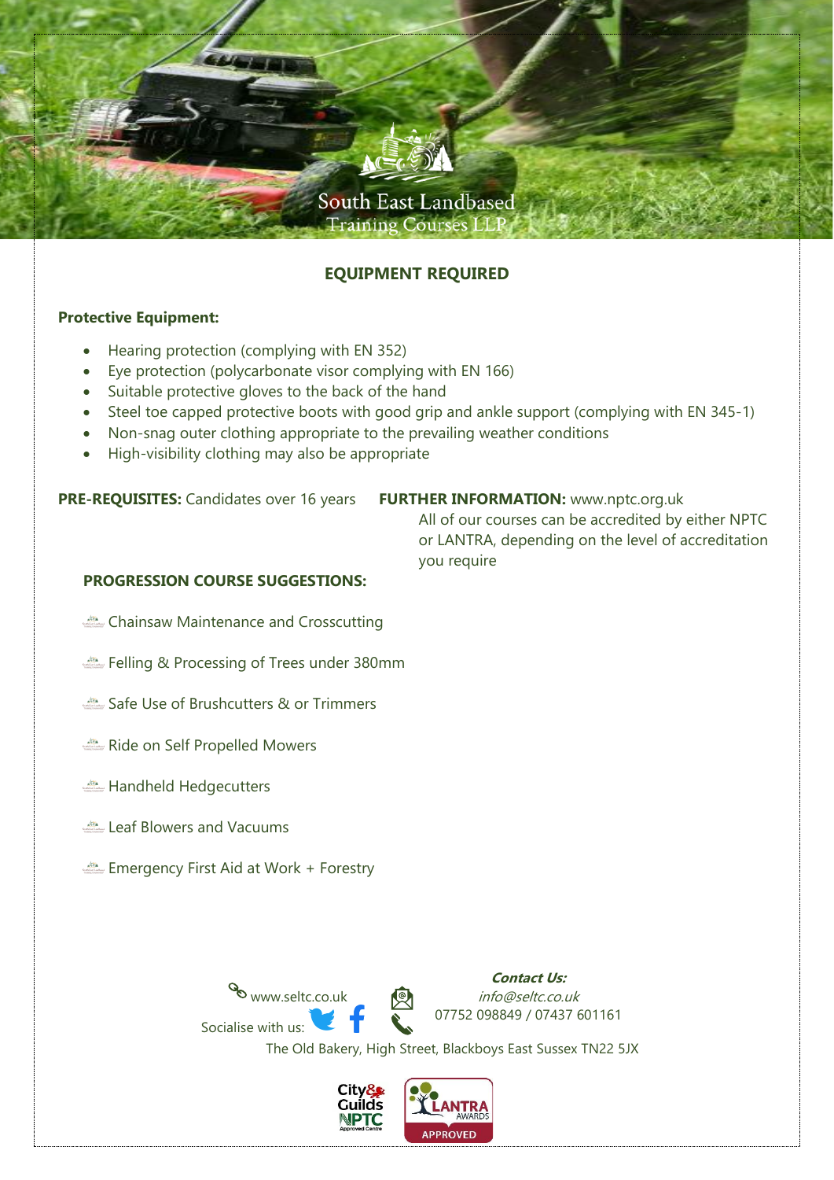South East Landbased Training Courses LLP

## EQUIPMENT REQUIRED

**Protective Equipment:**

- Hearing protection (complying with EN 352)
- Eye protection (polycarbonate visor complying with EN 166)
- Suitable protective gloves to the back of the hand
- Steel toe capped protective boots with good grip and ankle support (complying with EN 345-1)
- Non-snag outer clothing appropriate to the prevailing weather conditions
- High-visibility clothing may also be appropriate

**PRE-REQUISITES:** Candidates over 16 years

**FURTHER INFORMATION:** www.nptc.org.uk
All of our courses can be accredited by either NPTC or LANTRA, depending on the level of accreditation you require

**PROGRESSION COURSE SUGGESTIONS:**

- Chainsaw Maintenance and Crosscutting
- Felling & Processing of Trees under 380mm
- Safe Use of Brushcutters & or Trimmers
- Ride on Self Propelled Mowers
- Handheld Hedgecutters
- Leaf Blowers and Vacuums
- Emergency First Aid at Work + Forestry

www.seltc.co.uk

Socialise with us:

***Contact Us:***
*info@seltc.co.uk*
07752 098849 / 07437 601161

The Old Bakery, High Street, Blackboys East Sussex TN22 5JX

City & Guilds NPTC Approved Centre

LANTRA AWARDS APPROVED